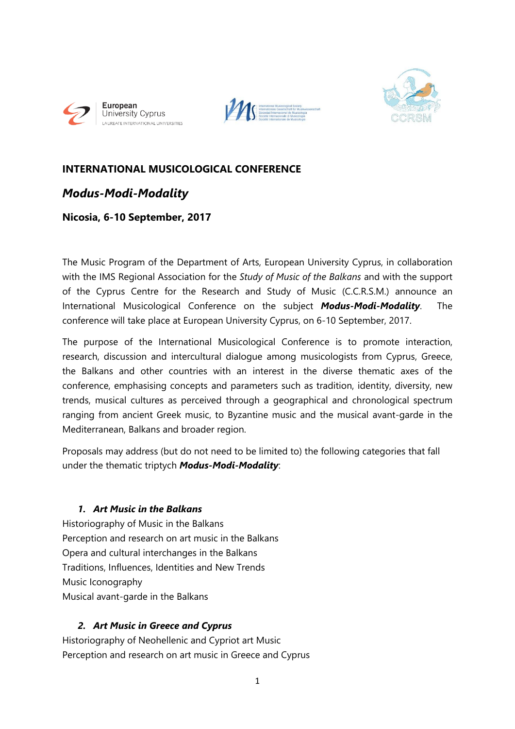European University Cyprus
LAUREATE INTERNATIONAL UNIVERSITIES

## INTERNATIONAL MUSICOLOGICAL CONFERENCE

# *Modus-Modi-Modality*

**Nicosia, 6-10 September, 2017**

The Music Program of the Department of Arts, European University Cyprus, in collaboration with the IMS Regional Association for the *Study of Music of the Balkans* and with the support of the Cyprus Centre for the Research and Study of Music (C.C.R.S.M.) announce an International Musicological Conference on the subject ***Modus-Modi-Modality***. The conference will take place at European University Cyprus, on 6-10 September, 2017.

The purpose of the International Musicological Conference is to promote interaction, research, discussion and intercultural dialogue among musicologists from Cyprus, Greece, the Balkans and other countries with an interest in the diverse thematic axes of the conference, emphasising concepts and parameters such as tradition, identity, diversity, new trends, musical cultures as perceived through a geographical and chronological spectrum ranging from ancient Greek music, to Byzantine music and the musical avant-garde in the Mediterranean, Balkans and broader region.

Proposals may address (but do not need to be limited to) the following categories that fall under the thematic triptych ***Modus-Modi-Modality***:

### *1. Art Music in the Balkans*

Historiography of Music in the Balkans
Perception and research on art music in the Balkans
Opera and cultural interchanges in the Balkans
Traditions, Influences, Identities and New Trends
Music Iconography
Musical avant-garde in the Balkans

### *2. Art Music in Greece and Cyprus*

Historiography of Neohellenic and Cypriot art Music
Perception and research on art music in Greece and Cyprus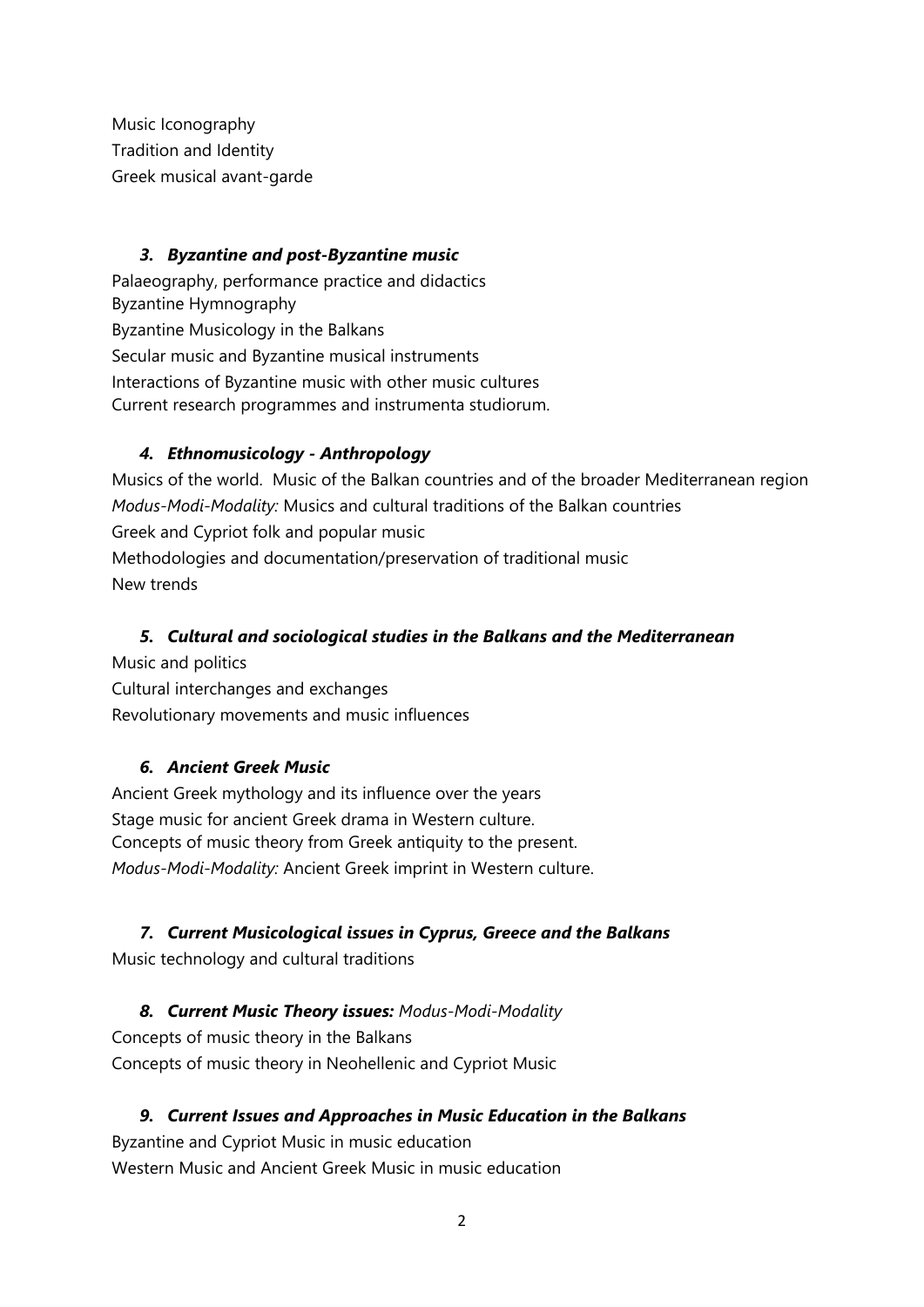Music Iconography
Tradition and Identity
Greek musical avant-garde

### *3. Byzantine and post-Byzantine music*

Palaeography, performance practice and didactics
Byzantine Hymnography
Byzantine Musicology in the Balkans
Secular music and Byzantine musical instruments
Interactions of Byzantine music with other music cultures
Current research programmes and instrumenta studiorum.

### *4. Ethnomusicology - Anthropology*

Musics of the world. Music of the Balkan countries and of the broader Mediterranean region
*Modus-Modi-Modality:* Musics and cultural traditions of the Balkan countries
Greek and Cypriot folk and popular music
Methodologies and documentation/preservation of traditional music
New trends

### *5. Cultural and sociological studies in the Balkans and the Mediterranean*

Music and politics
Cultural interchanges and exchanges
Revolutionary movements and music influences

### *6. Ancient Greek Music*

Ancient Greek mythology and its influence over the years
Stage music for ancient Greek drama in Western culture.
Concepts of music theory from Greek antiquity to the present.
*Modus-Modi-Modality:* Ancient Greek imprint in Western culture.

### *7. Current Musicological issues in Cyprus, Greece and the Balkans*

Music technology and cultural traditions

### *8. Current Music Theory issues:* *Modus-Modi-Modality*

Concepts of music theory in the Balkans
Concepts of music theory in Neohellenic and Cypriot Music

### *9. Current Issues and Approaches in Music Education in the Balkans*

Byzantine and Cypriot Music in music education
Western Music and Ancient Greek Music in music education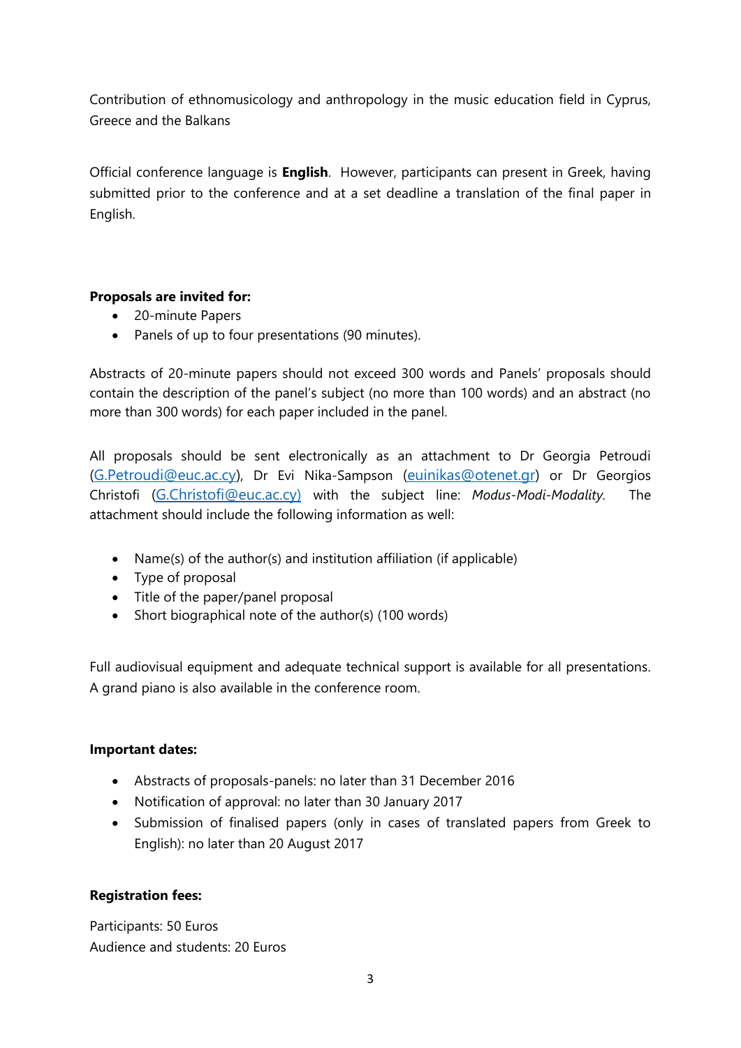Contribution of ethnomusicology and anthropology in the music education field in Cyprus, Greece and the Balkans

Official conference language is **English**. However, participants can present in Greek, having submitted prior to the conference and at a set deadline a translation of the final paper in English.

**Proposals are invited for:**

- 20-minute Papers
- Panels of up to four presentations (90 minutes).

Abstracts of 20-minute papers should not exceed 300 words and Panels' proposals should contain the description of the panel's subject (no more than 100 words) and an abstract (no more than 300 words) for each paper included in the panel.

All proposals should be sent electronically as an attachment to Dr Georgia Petroudi (G.Petroudi@euc.ac.cy), Dr Evi Nika-Sampson (euinikas@otenet.gr) or Dr Georgios Christofi (G.Christofi@euc.ac.cy) with the subject line: *Modus-Modi-Modality.* The attachment should include the following information as well:

- Name(s) of the author(s) and institution affiliation (if applicable)
- Type of proposal
- Title of the paper/panel proposal
- Short biographical note of the author(s) (100 words)

Full audiovisual equipment and adequate technical support is available for all presentations. A grand piano is also available in the conference room.

**Important dates:**

- Abstracts of proposals-panels: no later than 31 December 2016
- Notification of approval: no later than 30 January 2017
- Submission of finalised papers (only in cases of translated papers from Greek to English): no later than 20 August 2017

**Registration fees:**

Participants: 50 Euros
Audience and students: 20 Euros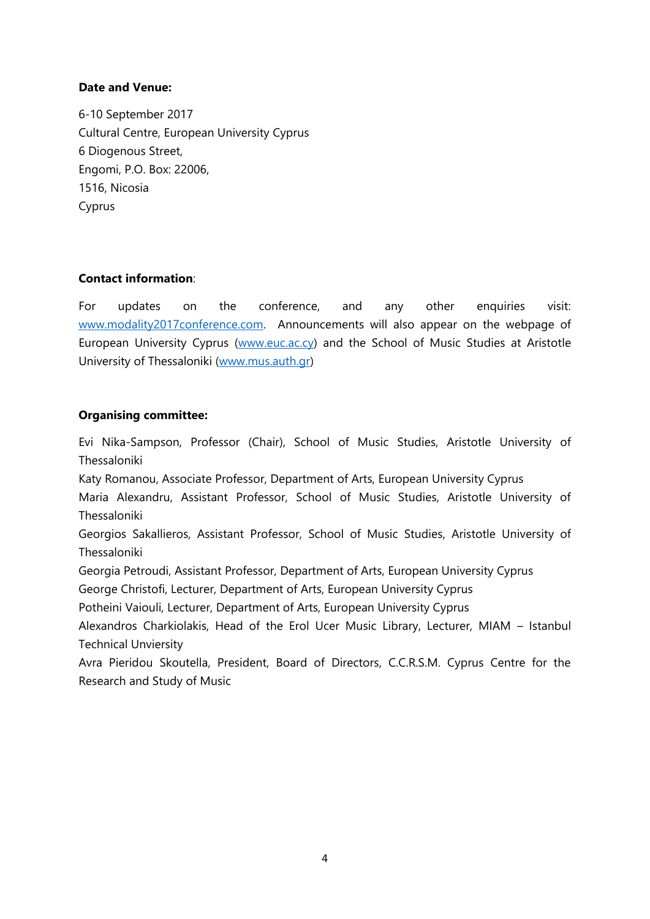**Date and Venue:**

6-10 September 2017
Cultural Centre, European University Cyprus
6 Diogenous Street,
Engomi, P.O. Box: 22006,
1516, Nicosia
Cyprus

**Contact information**:

For updates on the conference, and any other enquiries visit: www.modality2017conference.com. Announcements will also appear on the webpage of European University Cyprus (www.euc.ac.cy) and the School of Music Studies at Aristotle University of Thessaloniki (www.mus.auth.gr)

**Organising committee:**

Evi Nika-Sampson, Professor (Chair), School of Music Studies, Aristotle University of Thessaloniki
Katy Romanou, Associate Professor, Department of Arts, European University Cyprus
Maria Alexandru, Assistant Professor, School of Music Studies, Aristotle University of Thessaloniki
Georgios Sakallieros, Assistant Professor, School of Music Studies, Aristotle University of Thessaloniki
Georgia Petroudi, Assistant Professor, Department of Arts, European University Cyprus
George Christofi, Lecturer, Department of Arts, European University Cyprus
Potheini Vaiouli, Lecturer, Department of Arts, European University Cyprus
Alexandros Charkiolakis, Head of the Erol Ucer Music Library, Lecturer, MIAM – Istanbul Technical Unviersity
Avra Pieridou Skoutella, President, Board of Directors, C.C.R.S.M. Cyprus Centre for the Research and Study of Music